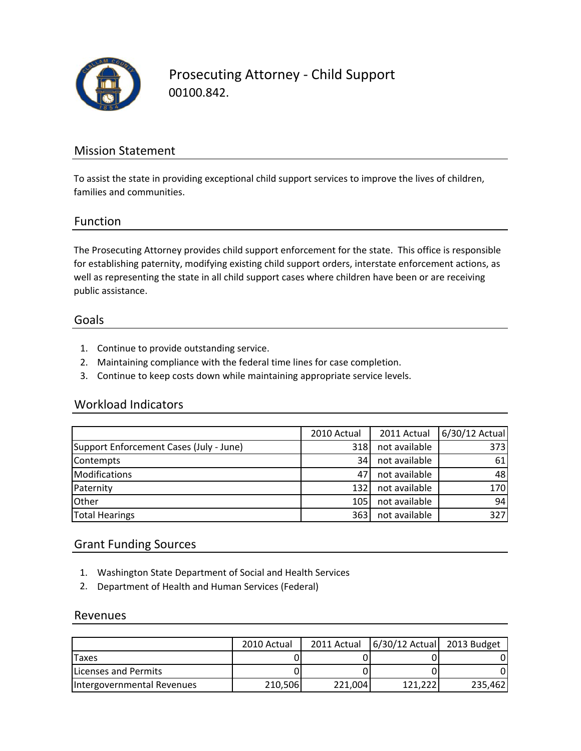# Prosecuting Attorney - Child Support

00100.842.

## Mission Statement

To assist the state in providing exceptional child support services to improve the lives of children, families and communities.

## Function

The Prosecuting Attorney provides child support enforcement for the state. This office is responsible for establishing paternity, modifying existing child support orders, interstate enforcement actions, as well as representing the state in all child support cases where children have been or are receiving public assistance.

## Goals

1. Continue to provide outstanding service.
2. Maintaining compliance with the federal time lines for case completion.
3. Continue to keep costs down while maintaining appropriate service levels.

## Workload Indicators

| | 2010 Actual | 2011 Actual | 6/30/12 Actual |
|---|---|---|---|
| Support Enforcement Cases (July - June) | 318 | not available | 373 |
| Contempts | 34 | not available | 61 |
| Modifications | 47 | not available | 48 |
| Paternity | 132 | not available | 170 |
| Other | 105 | not available | 94 |
| Total Hearings | 363 | not available | 327 |

## Grant Funding Sources

1. Washington State Department of Social and Health Services
2. Department of Health and Human Services (Federal)

## Revenues

| | 2010 Actual | 2011 Actual | 6/30/12 Actual | 2013 Budget |
|---|---|---|---|---|
| Taxes | 0 | 0 | 0 | 0 |
| Licenses and Permits | 0 | 0 | 0 | 0 |
| Intergovernmental Revenues | 210,506 | 221,004 | 121,222 | 235,462 |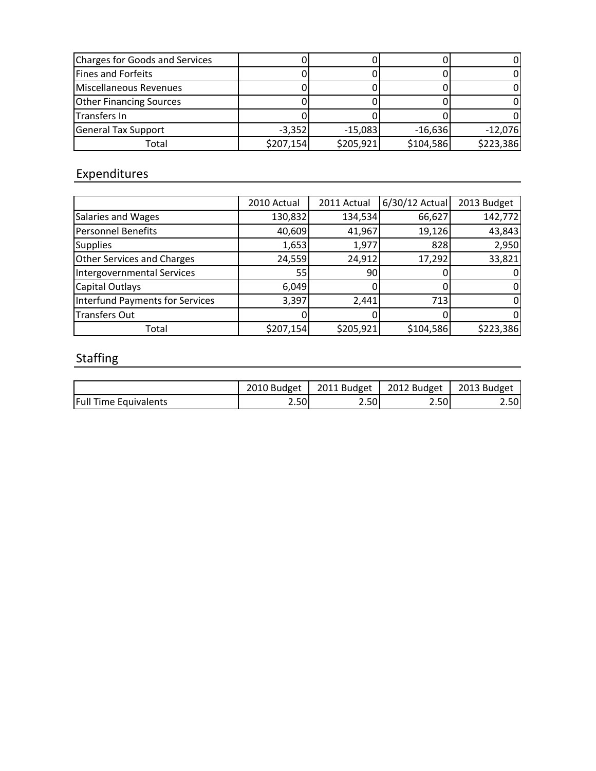| | | | | |
|---|---|---|---|---|
| Charges for Goods and Services | 0 | 0 | 0 | 0 |
| Fines and Forfeits | 0 | 0 | 0 | 0 |
| Miscellaneous Revenues | 0 | 0 | 0 | 0 |
| Other Financing Sources | 0 | 0 | 0 | 0 |
| Transfers In | 0 | 0 | 0 | 0 |
| General Tax Support | -3,352 | -15,083 | -16,636 | -12,076 |
| Total | $207,154 | $205,921 | $104,586 | $223,386 |

## Expenditures

| | 2010 Actual | 2011 Actual | 6/30/12 Actual | 2013 Budget |
|---|---|---|---|---|
| Salaries and Wages | 130,832 | 134,534 | 66,627 | 142,772 |
| Personnel Benefits | 40,609 | 41,967 | 19,126 | 43,843 |
| Supplies | 1,653 | 1,977 | 828 | 2,950 |
| Other Services and Charges | 24,559 | 24,912 | 17,292 | 33,821 |
| Intergovernmental Services | 55 | 90 | 0 | 0 |
| Capital Outlays | 6,049 | 0 | 0 | 0 |
| Interfund Payments for Services | 3,397 | 2,441 | 713 | 0 |
| Transfers Out | 0 | 0 | 0 | 0 |
| Total | $207,154 | $205,921 | $104,586 | $223,386 |

## Staffing

| | 2010 Budget | 2011 Budget | 2012 Budget | 2013 Budget |
|---|---|---|---|---|
| Full Time Equivalents | 2.50 | 2.50 | 2.50 | 2.50 |